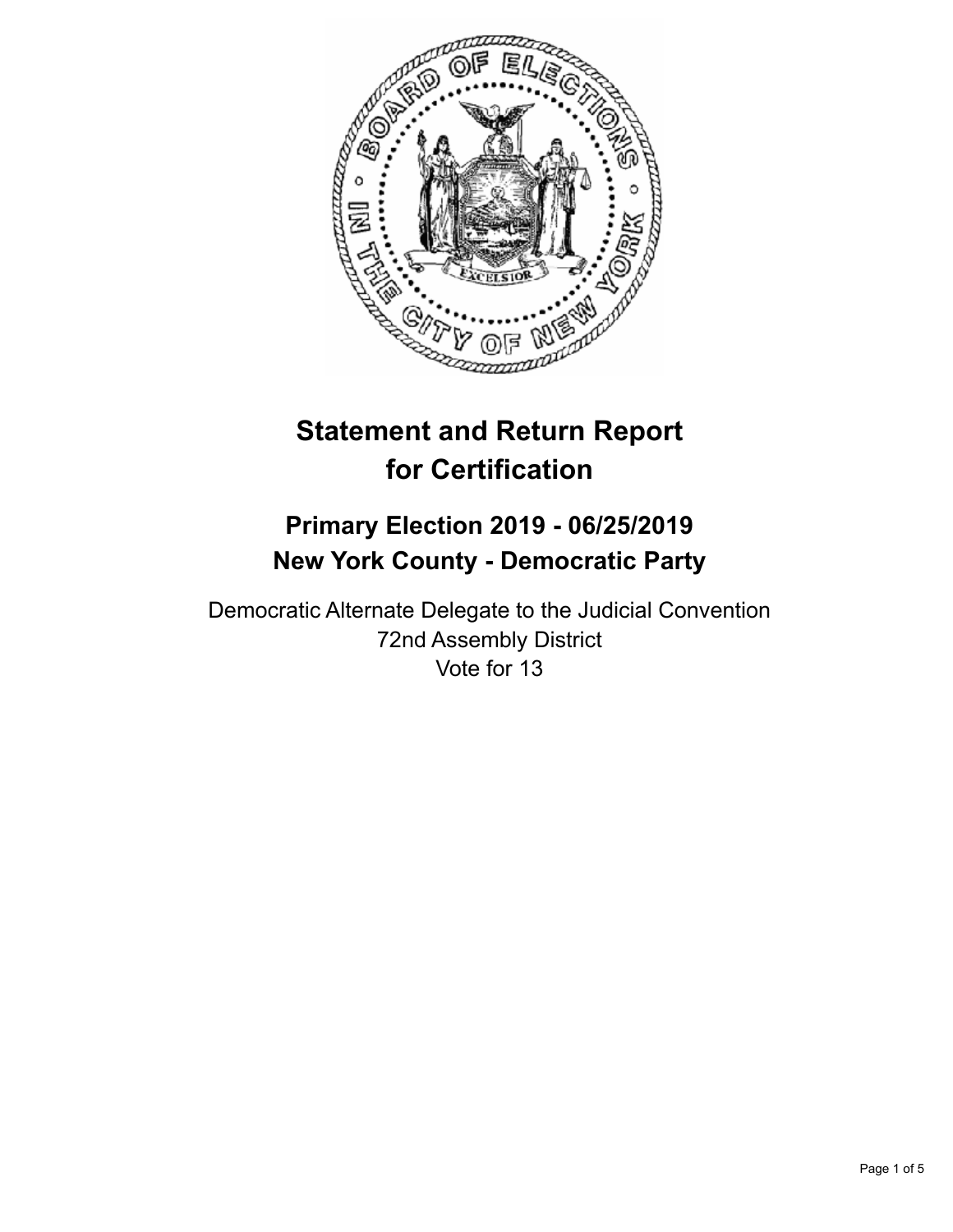# Statement and Return Report for Certification

## Primary Election 2019 - 06/25/2019
## New York County - Democratic Party

Democratic Alternate Delegate to the Judicial Convention
72nd Assembly District
Vote for 13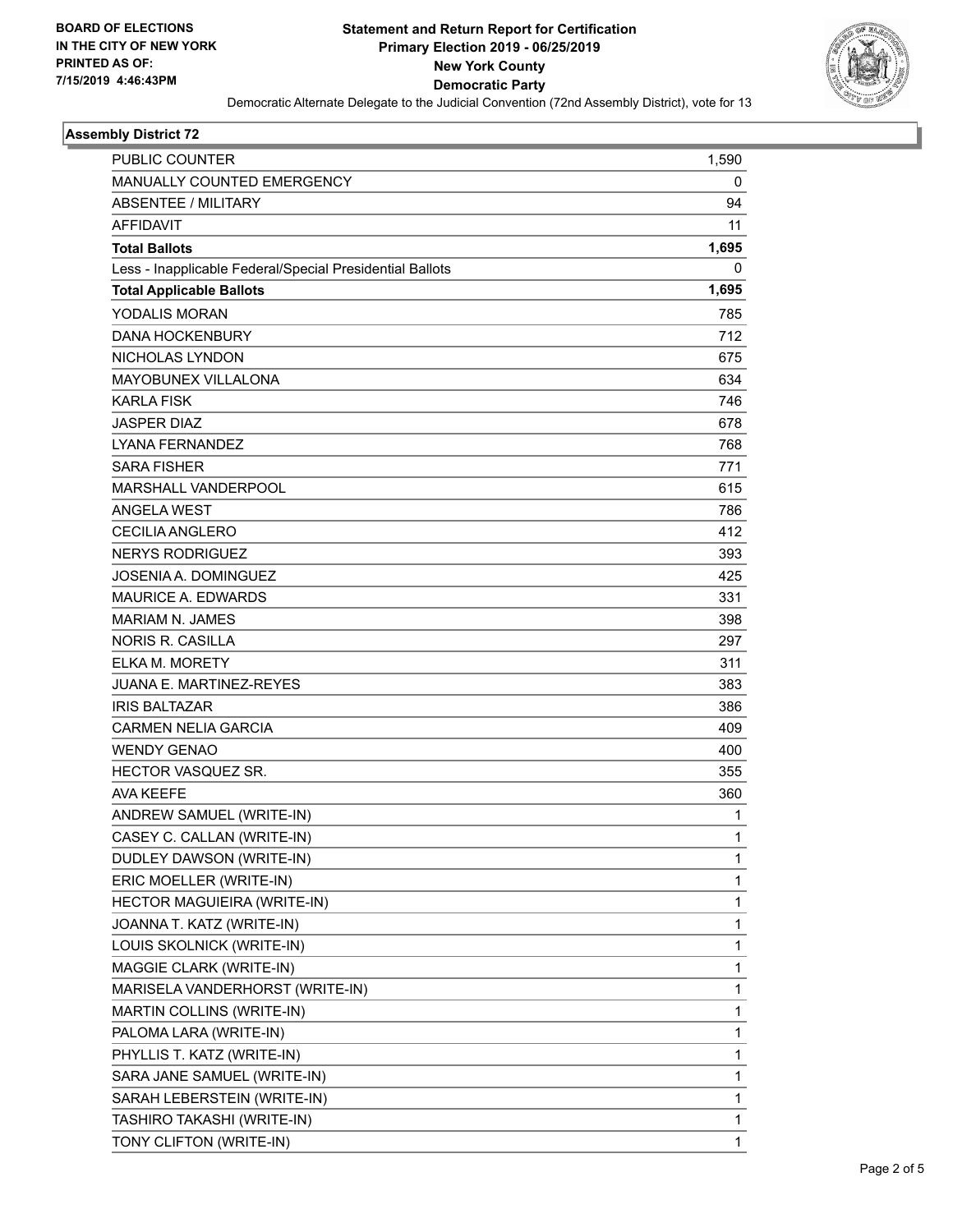BOARD OF ELECTIONS
IN THE CITY OF NEW YORK
PRINTED AS OF:
7/15/2019 4:46:43PM

**Statement and Return Report for Certification**
**Primary Election 2019 - 06/25/2019**
**New York County**
**Democratic Party**
Democratic Alternate Delegate to the Judicial Convention (72nd Assembly District), vote for 13

### Assembly District 72

| | |
|---|---|
| PUBLIC COUNTER | 1,590 |
| MANUALLY COUNTED EMERGENCY | 0 |
| ABSENTEE / MILITARY | 94 |
| AFFIDAVIT | 11 |
| **Total Ballots** | **1,695** |
| Less - Inapplicable Federal/Special Presidential Ballots | 0 |
| **Total Applicable Ballots** | **1,695** |
| YODALIS MORAN | 785 |
| DANA HOCKENBURY | 712 |
| NICHOLAS LYNDON | 675 |
| MAYOBUNEX VILLALONA | 634 |
| KARLA FISK | 746 |
| JASPER DIAZ | 678 |
| LYANA FERNANDEZ | 768 |
| SARA FISHER | 771 |
| MARSHALL VANDERPOOL | 615 |
| ANGELA WEST | 786 |
| CECILIA ANGLERO | 412 |
| NERYS RODRIGUEZ | 393 |
| JOSENIA A. DOMINGUEZ | 425 |
| MAURICE A. EDWARDS | 331 |
| MARIAM N. JAMES | 398 |
| NORIS R. CASILLA | 297 |
| ELKA M. MORETY | 311 |
| JUANA E. MARTINEZ-REYES | 383 |
| IRIS BALTAZAR | 386 |
| CARMEN NELIA GARCIA | 409 |
| WENDY GENAO | 400 |
| HECTOR VASQUEZ SR. | 355 |
| AVA KEEFE | 360 |
| ANDREW SAMUEL (WRITE-IN) | 1 |
| CASEY C. CALLAN (WRITE-IN) | 1 |
| DUDLEY DAWSON (WRITE-IN) | 1 |
| ERIC MOELLER (WRITE-IN) | 1 |
| HECTOR MAGUIEIRA (WRITE-IN) | 1 |
| JOANNA T. KATZ (WRITE-IN) | 1 |
| LOUIS SKOLNICK (WRITE-IN) | 1 |
| MAGGIE CLARK (WRITE-IN) | 1 |
| MARISELA VANDERHORST (WRITE-IN) | 1 |
| MARTIN COLLINS (WRITE-IN) | 1 |
| PALOMA LARA (WRITE-IN) | 1 |
| PHYLLIS T. KATZ (WRITE-IN) | 1 |
| SARA JANE SAMUEL (WRITE-IN) | 1 |
| SARAH LEBERSTEIN (WRITE-IN) | 1 |
| TASHIRO TAKASHI (WRITE-IN) | 1 |
| TONY CLIFTON (WRITE-IN) | 1 |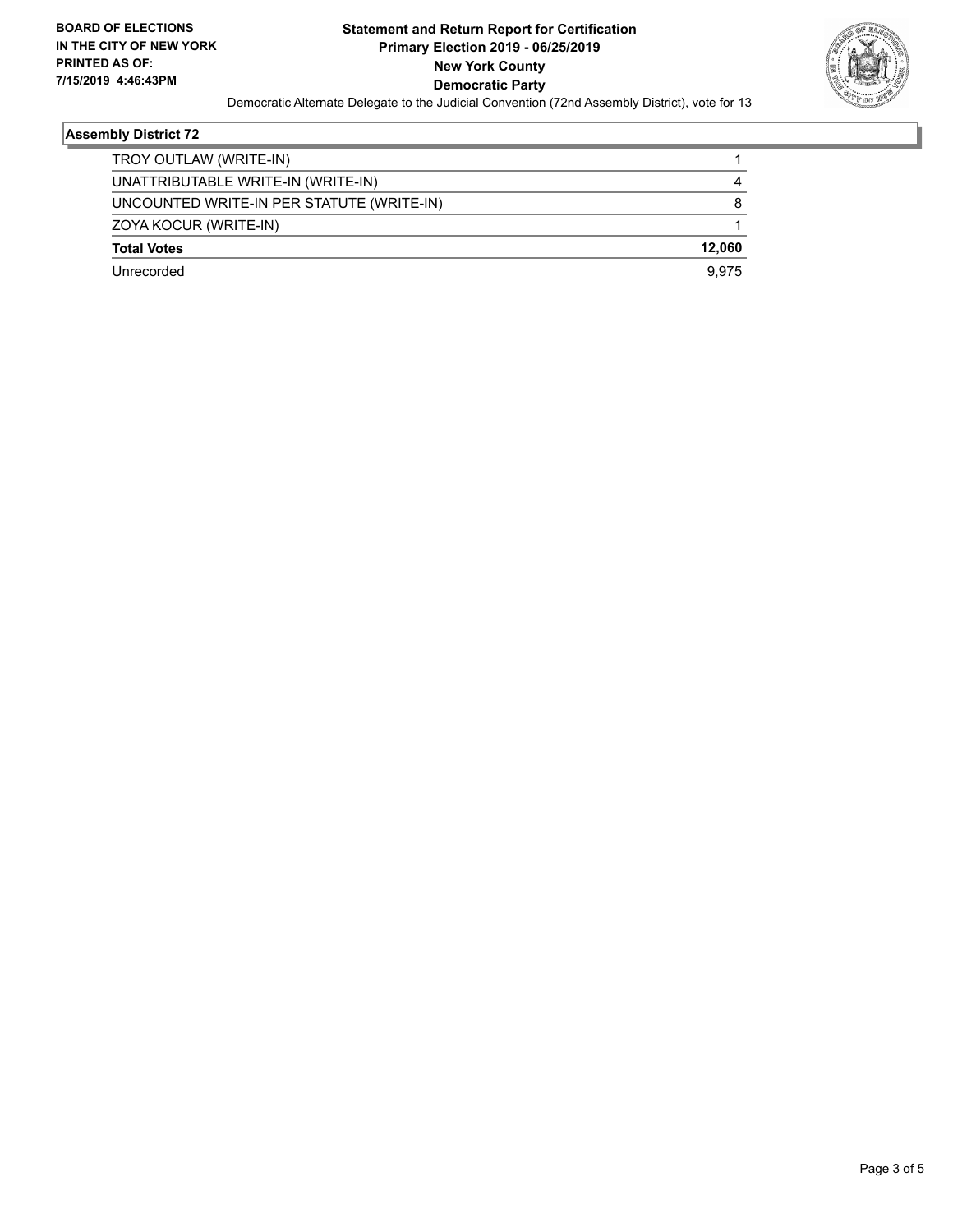**Statement and Return Report for Certification**
**Primary Election 2019 - 06/25/2019**
**New York County**
**Democratic Party**

Democratic Alternate Delegate to the Judicial Convention (72nd Assembly District), vote for 13

**BOARD OF ELECTIONS IN THE CITY OF NEW YORK PRINTED AS OF: 7/15/2019 4:46:43PM**

### Assembly District 72

| | |
|---|---|
| TROY OUTLAW (WRITE-IN) | 1 |
| UNATTRIBUTABLE WRITE-IN (WRITE-IN) | 4 |
| UNCOUNTED WRITE-IN PER STATUTE (WRITE-IN) | 8 |
| ZOYA KOCUR (WRITE-IN) | 1 |
| **Total Votes** | **12,060** |
| Unrecorded | 9,975 |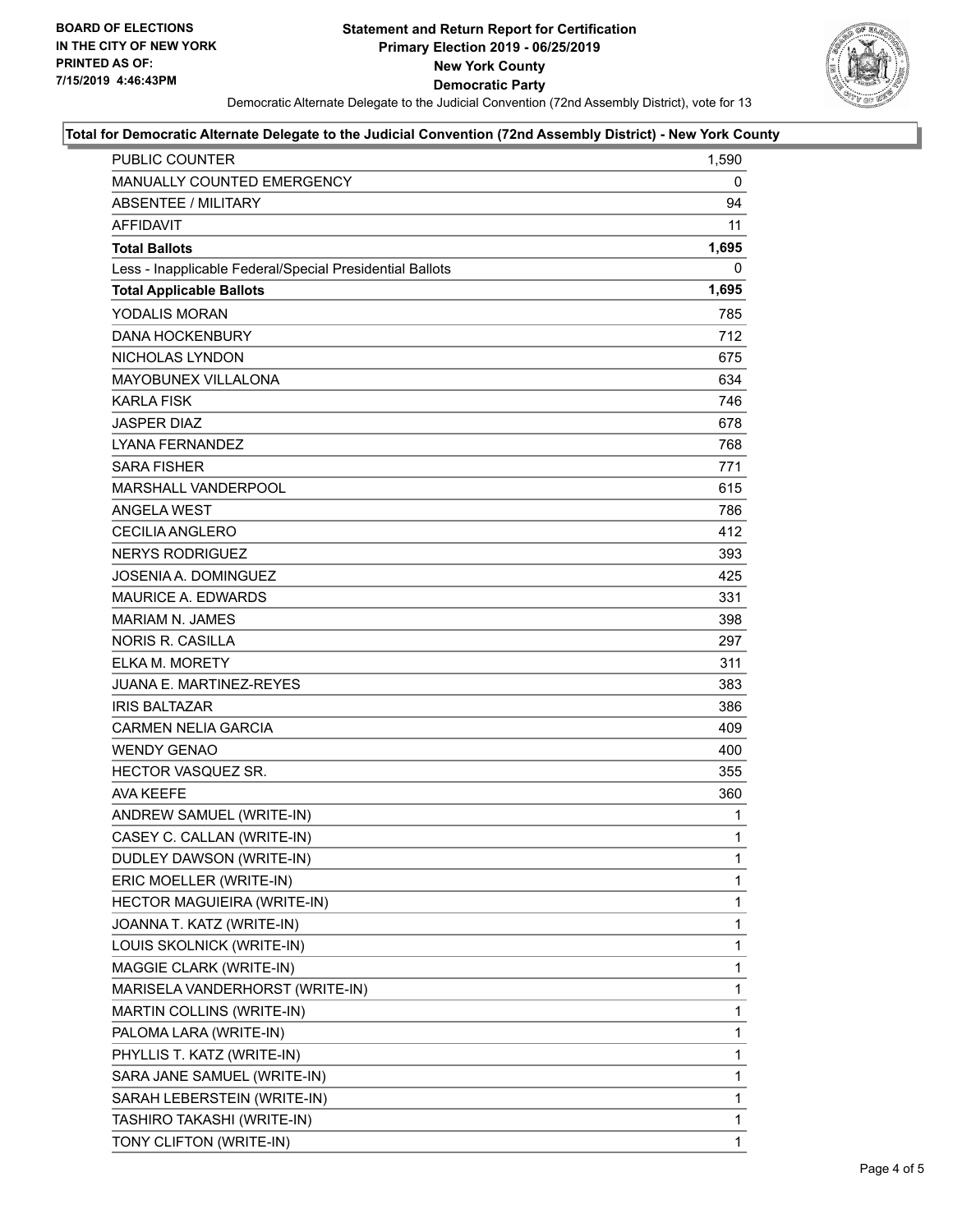**BOARD OF ELECTIONS IN THE CITY OF NEW YORK PRINTED AS OF: 7/15/2019 4:46:43PM**

# Statement and Return Report for Certification
## Primary Election 2019 - 06/25/2019
## New York County
## Democratic Party

Democratic Alternate Delegate to the Judicial Convention (72nd Assembly District), vote for 13

### Total for Democratic Alternate Delegate to the Judicial Convention (72nd Assembly District) - New York County

| | |
|---|---|
| PUBLIC COUNTER | 1,590 |
| MANUALLY COUNTED EMERGENCY | 0 |
| ABSENTEE / MILITARY | 94 |
| AFFIDAVIT | 11 |
| **Total Ballots** | **1,695** |
| Less - Inapplicable Federal/Special Presidential Ballots | 0 |
| **Total Applicable Ballots** | **1,695** |
| YODALIS MORAN | 785 |
| DANA HOCKENBURY | 712 |
| NICHOLAS LYNDON | 675 |
| MAYOBUNEX VILLALONA | 634 |
| KARLA FISK | 746 |
| JASPER DIAZ | 678 |
| LYANA FERNANDEZ | 768 |
| SARA FISHER | 771 |
| MARSHALL VANDERPOOL | 615 |
| ANGELA WEST | 786 |
| CECILIA ANGLERO | 412 |
| NERYS RODRIGUEZ | 393 |
| JOSENIA A. DOMINGUEZ | 425 |
| MAURICE A. EDWARDS | 331 |
| MARIAM N. JAMES | 398 |
| NORIS R. CASILLA | 297 |
| ELKA M. MORETY | 311 |
| JUANA E. MARTINEZ-REYES | 383 |
| IRIS BALTAZAR | 386 |
| CARMEN NELIA GARCIA | 409 |
| WENDY GENAO | 400 |
| HECTOR VASQUEZ SR. | 355 |
| AVA KEEFE | 360 |
| ANDREW SAMUEL (WRITE-IN) | 1 |
| CASEY C. CALLAN (WRITE-IN) | 1 |
| DUDLEY DAWSON (WRITE-IN) | 1 |
| ERIC MOELLER (WRITE-IN) | 1 |
| HECTOR MAGUIEIRA (WRITE-IN) | 1 |
| JOANNA T. KATZ (WRITE-IN) | 1 |
| LOUIS SKOLNICK (WRITE-IN) | 1 |
| MAGGIE CLARK (WRITE-IN) | 1 |
| MARISELA VANDERHORST (WRITE-IN) | 1 |
| MARTIN COLLINS (WRITE-IN) | 1 |
| PALOMA LARA (WRITE-IN) | 1 |
| PHYLLIS T. KATZ (WRITE-IN) | 1 |
| SARA JANE SAMUEL (WRITE-IN) | 1 |
| SARAH LEBERSTEIN (WRITE-IN) | 1 |
| TASHIRO TAKASHI (WRITE-IN) | 1 |
| TONY CLIFTON (WRITE-IN) | 1 |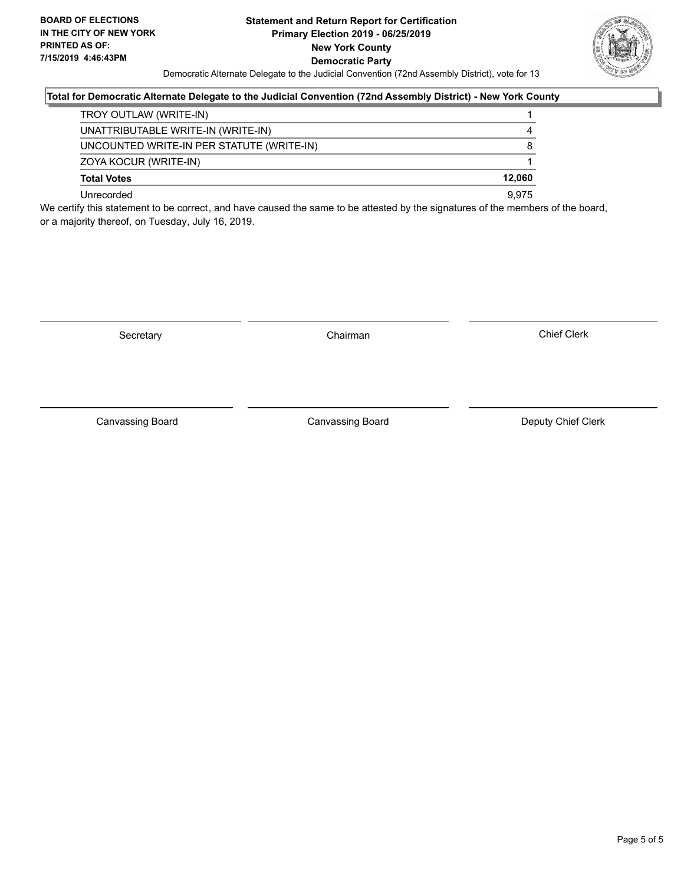**Statement and Return Report for Certification**
**Primary Election 2019 - 06/25/2019**
**New York County**
**Democratic Party**

**BOARD OF ELECTIONS IN THE CITY OF NEW YORK PRINTED AS OF: 7/15/2019 4:46:43PM**

Democratic Alternate Delegate to the Judicial Convention (72nd Assembly District), vote for 13

### Total for Democratic Alternate Delegate to the Judicial Convention (72nd Assembly District) - New York County

| | |
|---|---|
| TROY OUTLAW (WRITE-IN) | 1 |
| UNATTRIBUTABLE WRITE-IN (WRITE-IN) | 4 |
| UNCOUNTED WRITE-IN PER STATUTE (WRITE-IN) | 8 |
| ZOYA KOCUR (WRITE-IN) | 1 |
| **Total Votes** | **12,060** |
| Unrecorded | 9,975 |

We certify this statement to be correct, and have caused the same to be attested by the signatures of the members of the board, or a majority thereof, on Tuesday, July 16, 2019.

Secretary

Chairman

Chief Clerk

Canvassing Board

Canvassing Board

Deputy Chief Clerk